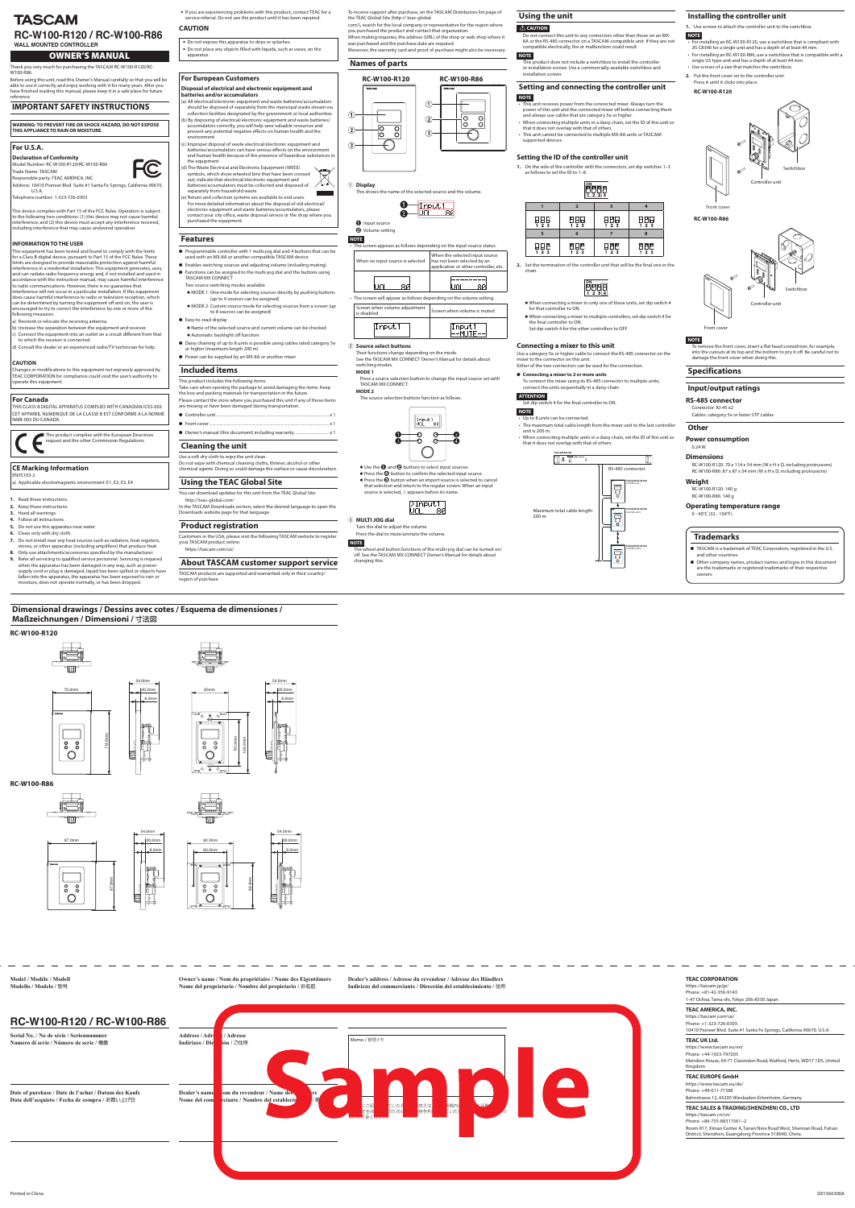# TASCAM

# RC-W100-R120 / RC-W100-R86

**WALL MOUNTED CONTROLLER**

## OWNER'S MANUAL

Thank you very much for purchasing the TASCAM RC-W100-R120/RC-W100-R86.

Before using this unit, read this Owner's Manual carefully so that you will be able to use it correctly and enjoy working with it for many years. After you have finished reading this manual, please keep it in a safe place for future reference.

## IMPORTANT SAFETY INSTRUCTIONS

**WARNING: TO PREVENT FIRE OR SHOCK HAZARD, DO NOT EXPOSE THIS APPLIANCE TO RAIN OR MOISTURE.**

### For U.S.A.

**Declaration of Conformity**

Model Number: RC-W100-R120/RC-W100-R86
Trade Name: TASCAM
Responsible party: TEAC AMERICA, INC.
Address: 10410 Pioneer Blvd. Suite #1 Santa Fe Springs, California 90670, U.S.A.
Telephone number: 1-323-726-0303

This device complies with Part 15 of the FCC Rules. Operation is subject to the following two conditions: (1) this device may not cause harmful interference, and (2) this device must accept any interference received, including interference that may cause undesired operation.

**INFORMATION TO THE USER**

This equipment has been tested and found to comply with the limits for a Class B digital device, pursuant to Part 15 of the FCC Rules. These limits are designed to provide reasonable protection against harmful interference in a residential installation. This equipment generates, uses, and can radiate radio frequency energy and, if not installed and used in accordance with the instruction manual, may cause harmful interference to radio communications. However, there is no guarantee that interference will not occur in a particular installation. If this equipment does cause harmful interference to radio or television reception, which can be determined by turning the equipment off and on, the user is encouraged to try to correct the interference by one or more of the following measures.

a) Reorient or relocate the receiving antenna.
b) Increase the separation between the equipment and receiver.
c) Connect the equipment into an outlet on a circuit different from that to which the receiver is connected.
d) Consult the dealer or an experienced radio/TV technician for help.

**CAUTION**

Changes or modifications to this equipment not expressly approved by TEAC CORPORATION for compliance could void the user's authority to operate this equipment.

### For Canada

THIS CLASS B DIGITAL APPARATUS COMPLIES WITH CANADIAN ICES-003.
CET APPAREIL NUMERIQUE DE LA CLASSE B EST CONFORME A LA NORME NMB-003 DU CANADA.

This product complies with the European Directives request and the other Commission Regulations.

### CE Marking Information

EN55103-2
a) Applicable electromagnetic environment: E1, E2, E3, E4

1. Read these instructions.
2. Keep these instructions.
3. Heed all warnings.
4. Follow all instructions.
5. Do not use this apparatus near water.
6. Clean only with dry cloth.
7. Do not install near any heat sources such as radiators, heat registers, stoves, or other apparatus (including amplifiers) that produce heat.
8. Only use attachments/accessories specified by the manufacturer.
9. Refer all servicing to qualified service personnel. Servicing is required when the apparatus has been damaged in any way, such as power-supply cord or plug is damaged, liquid has been spilled or objects have fallen into the apparatus, the apparatus has been exposed to rain or moisture, does not operate normally, or has been dropped.

- If you are experiencing problems with this product, contact TEAC for a service referral. Do not use the product until it has been repaired.

### CAUTION

- Do not expose this apparatus to drips or splashes.
- Do not place any objects filled with liquids, such as vases, on the apparatus.

### For European Customers

**Disposal of electrical and electronic equipment and batteries and/or accumulators**

(a) All electrical/electronic equipment and waste batteries/accumulators should be disposed of separately from the municipal waste stream via collection facilities designated by the government or local authorities.
(b) By disposing of electrical/electronic equipment and waste batteries/accumulators correctly, you will help save valuable resources and prevent any potential negative effects on human health and the environment.
(c) Improper disposal of waste electrical/electronic equipment and batteries/accumulators can have serious effects on the environment and human health because of the presence of hazardous substances in the equipment.
(d) The Waste Electrical and Electronic Equipment (WEEE) symbols, which show wheeled bins that have been crossed out, indicate that electrical/electronic equipment and batteries/accumulators must be collected and disposed of separately from household waste.
(e) Return and collection systems are available to end users. For more detailed information about the disposal of old electrical/electronic equipment and waste batteries/accumulators, please contact your city office, waste disposal service or the shop where you purchased the equipment.

## Features

- Programmable controller with 1 multi-jog dial and 4 buttons that can be used with an MX-8A or another compatible TASCAM device
- Enables switching sources and adjusting volume (including muting)
- Functions can be assigned to the multi-jog dial and the buttons using TASCAM MX CONNECT

  Two source switching modes available
  - MODE 1: One mode for selecting sources directly by pushing buttons (up to 4 sources can be assigned)
  - MODE 2: Custom source mode for selecting sources from a screen (up to 8 sources can be assigned)
- Easy-to-read display
  - Name of the selected source and current volume can be checked
  - Automatic backlight off function
- Daisy chaining of up to 8 units is possible using cables rated category 5e or higher (maximum length 200 m)
- Power can be supplied by an MX-8A or another mixer

## Included items

This product includes the following items.

Take care when opening the package to avoid damaging the items. Keep the box and packing materials for transportation in the future.

Please contact the store where you purchased this unit if any of these items are missing or have been damaged during transportation.

- Controller unit .......................................................... x 1
- Front cover ................................................................ x 1
- Owner's manual (this document) including warranty ............ x 1

## Cleaning the unit

Use a soft dry cloth to wipe the unit clean.

Do not wipe with chemical cleaning cloths, thinner, alcohol or other chemical agents. Doing so could damage the surface or cause discoloration.

## Using the TEAC Global Site

You can download updates for this unit from the TEAC Global Site:
http://teac-global.com/

In the TASCAM Downloads section, select the desired language to open the Downloads website page for that language.

## Product registration

Customers in the USA, please visit the following TASCAM website to register your TASCAM product online.
https://tascam.com/us/

## About TASCAM customer support service

TASCAM products are supported and warrantied only in their country/region of purchase.

To receive support after purchase, on the TASCAM Distributors list page of the TEAC Global Site (http:// teac-global.com/), search for the local company or representative for the region where you purchased the product and contact that organization.

When making inquiries, the address (URL) of the shop or web shop where it was purchased and the purchase date are required.

Moreover, the warranty card and proof of purchase might also be necessary.

## Names of parts

**RC-W100-R120** / **RC-W100-R86**

① **Display**

This shows the name of the selected source and the volume.

❶: Input source
❷: Volume setting

**NOTE**

- The screen appears as follows depending on the input source status.

| When no input source is selected | When the selected input source has not been selected by an application or other controller, etc. |
|---|---|
| VOL 80 | VOL 80 |

- The screen will appear as follows depending on the volume setting.

| Screen when volume adjustment is disabled | Screen when volume is muted |
|---|---|
| Input1 | Input1 --MUTE-- |

② **Source select buttons**

Their functions change depending on the mode.
See the TASCAM MX CONNECT Owner's Manual for details about switching modes.

**MODE 1**

Press a source selection button to change the input source set with TASCAM MX CONNECT.

**MODE 2**

The source selection buttons function as follows.

- Use the ❶ and ❷ buttons to select input sources.
- Press the ❸ button to confirm the selected input source.
- Press the ❹ button when an import source is selected to cancel that selection and return to the regular screen. When an input source is selected, 〉 appears before its name.

③ **MULTI JOG dial**

Turn the dial to adjust the volume.
Press the dial to mute/unmute the volume.

**NOTE**

The wheel and button functions of the multi-jog dial can be turned on/off. See the TASCAM MX CONNECT Owner's Manual for details about changing this.

## Using the unit

**⚠ CAUTION**

Do not connect this unit to any connectors other than those on an MX-8A or the RS-485 connector on a TASCAM-compatible unit. If they are not compatible electrically, fire or malfunction could result.

**NOTE**

This product does not include a switchbox to install the controller or installation screws. Use a commercially-available switchbox and installation screws.

## Setting and connecting the controller unit

**NOTE**

- This unit receives power from the connected mixer. Always turn the power of this unit and the connected mixer off before connecting them and always use cables that are category 5e or higher.
- When connecting multiple units in a daisy chain, set the ID of this unit so that it does not overlap with that of others.
- This unit cannot be connected to multiple MX-8A units or TASCAM-supported devices.

### Setting the ID of the controller unit

1. On the side of the controller with the connectors, set dip switches 1–3 as follows to set the ID to 1–8.

| 1 | 2 | 3 | 4 |
|---|---|---|---|
| 5 | 6 | 7 | 8 |

2. Set the termination of the controller unit that will be the final one in the chain.

- When connecting a mixer to only one of these units, set dip switch 4 for that controller to ON.
- When connecting a mixer to multiple controllers, set dip switch 4 for the final controller to ON.

  Set dip switch 4 for the other controllers to OFF.

### Connecting a mixer to this unit

Use a category 5e or higher cable to connect the RS-485 connector on the mixer to the connector on this unit.

Either of the two connectors can be used for the connection.

- **Connecting a mixer to 2 or more units**

  To connect the mixer using its RS-485 connector to multiple units, connect the units sequentially in a daisy chain.

**ATTENTION**

Set dip switch 4 for the final controller to ON.

**NOTE**

- Up to 8 units can be connected.
- The maximum total cable length from the mixer unit to the last controller unit is 200 m.
- When connecting multiple units in a daisy chain, set the ID of this unit so that it does not overlap with that of others.

RS-485 connector

Maximum total cable length: 200 m

## Installing the controller unit

1. Use screws to attach the controller unit to the switchbox.

**NOTE**

- For installing an RC-W100-R120, use a switchbox that is compliant with JIS C8340 for a single unit and has a depth of at least 44 mm.
- For installing an RC-W100-R86, use a switchbox that is compatible with a single US type unit and has a depth of at least 44 mm.
- Use screws of a size that matches the switchbox.

2. Put the front cover on to the controller unit.

   Press it until it clicks into place.

**RC-W100-R120**

Switchbox
Controller unit
Front cover

**RC-W100-R86**

Switchbox
Controller unit
Front cover

**NOTE**

To remove the front cover, insert a flat head screwdriver, for example, into the cutouts at its top and the bottom to pry it off. Be careful not to damage the front cover when doing this.

## Specifications

### Input/output ratings

**RS-485 connector**

Connector: RJ-45 x2
Cables: category 5e or faster STP cables

### Other

**Power consumption**

0.24 W

**Dimensions**

RC-W100-R120: 70 x 114 x 54 mm (W x H x D, including protrusions)
RC-W100-R86: 87 x 87 x 54 mm (W x H x D, including protrusions)

**Weight**

RC-W100-R120: 140 g
RC-W100-R86: 140 g

**Operating temperature range**

0 - 40°C (32 - 104°F)

## Trademarks

- TASCAM is a trademark of TEAC Corporation, registered in the U.S. and other countries.
- Other company names, product names and logos in this document are the trademarks or registered trademarks of their respective owners.

## Dimensional drawings / Dessins avec cotes / Esquema de dimensiones / Maßzeichnungen / Dimensioni / 寸法図

**RC-W100-R120**

70.0mm, 114.0mm, 54.0mm, 50.2mm, 8.2mm, 46mm, 83.5mm, 100.2mm, 54.0mm, 38.2mm, 9.2mm

**RC-W100-R86**

87.0mm, 87.0mm, 54.0mm, 50.2mm, 8.2mm, 82.2mm, 60.0mm, 82.2mm, 54.0mm, 38.2mm, 9.2mm

---

**Model / Modèle / Modell**
**Modello / Modelo / 型号**

# RC-W100-R120 / RC-W100-R86

**Serial No. / No de série / Seriennummer**
**Numero di serie / Número de serie / 機番**

**Date of purchase / Date de l'achat / Datum des Kaufs**
**Data dell'acquisto / Fecha de compra / お買い上げ日**

**Owner's name / Nom du propriétaire / Name des Eigentümers**
**Nome del proprietario / Nombre del propietario / お名前**

**Address / Adresse / Adresse**
**Indirizzo / Dirección / ご住所**

**Dealer's name / Nom du revendeur / Name des Händlers**
**Nome del commerciante / Nombre del establecimiento / 販売店名**

**Dealer's address / Adresse du revendeur / Adresse des Händlers**
**Indirizzo del commerciante / Dirección del establecimiento / 住所**

Memo / 修理メモ

Sample

**TEAC CORPORATION**
https://tascam.jp/jp/
Phone: +81-42-356-9143
1-47 Ochiai, Tama-shi, Tokyo 206-8530 Japan

**TEAC AMERICA, INC.**
https://tascam.com/us/
Phone: +1-323-726-0303
10410 Pioneer Blvd. Suite #1 Santa Fe Springs, California 90670, U.S.A.

**TEAC UK Ltd.**
https://www.tascam.eu/en/
Phone: +44-1923-797205
Meridien House, 69-71 Clarendon Road, Watford, Herts, WD17 1DS, United Kingdom

**TEAC EUROPE GmbH**
https://www.tascam.eu/de/
Phone: +49-611-71580
Bahnstrasse 12, 65205 Wiesbaden-Erbenheim, Germany

**TEAC SALES & TRADING(SHENZHEN) CO., LTD**
https://tascam.cn/cn/
Phone: +86-755-88311561~2
Room 817, Xinian Center A, Tairan Nine Road West, Shennan Road, Futian District, Shenzhen, Guangdong Province 518040, China

Printed in China

D01366300A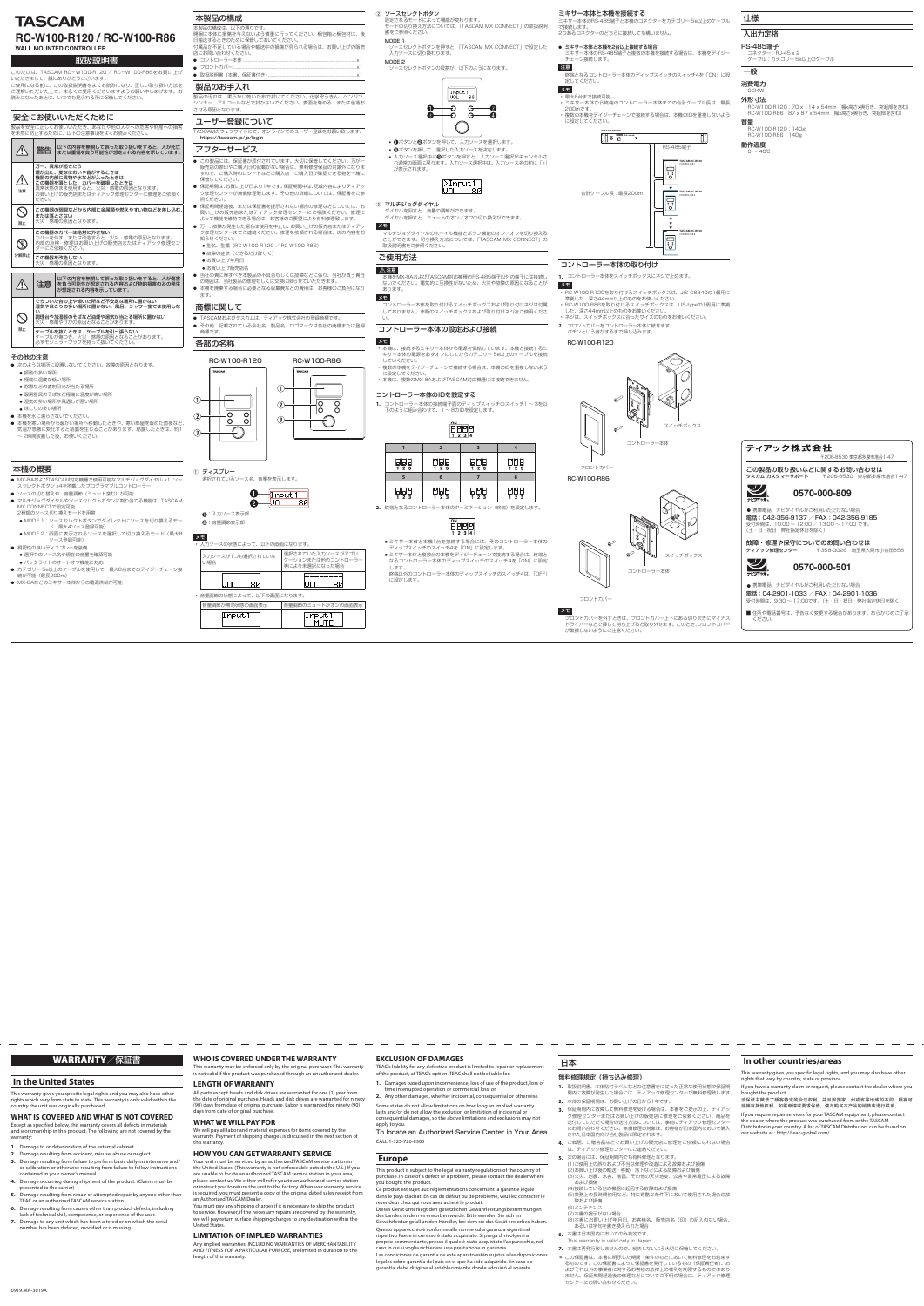# TASCAM

# RC-W100-R120 / RC-W100-R86

## WALL MOUNTED CONTROLLER

## 取扱説明書

このたびは、TASCAM RC−W100-R120 / RC−W100-R86をお買い上げいただきまして、誠にありがとうございます。

ご使用になる前に、この取扱説明書をよくお読みになり、正しい取り扱い方法をご理解いただいた上で、末永くご愛用くださいますようお願い申しあげます。お読みになったあとは、いつでも見られる所に保管してください。

## 安全にお使いいただくために

製品を安全に正しくお使いいただき、あなたや他の人々への危害や財産への損害を未然に防止するために、以下の注意事項をよくお読みください。

| | |
|---|---|
| 警告 | 以下の内容を無視して誤った取り扱いをすると、人が死亡または重傷を負う可能性が想定される内容を示しています。 |
| 注意 | 以下の内容を無視して誤った取り扱いをすると、人が傷害を負う可能性が想定される内容および物的損害のみの発生が想定される内容を示しています。 |

### その他の注意

- 次のような場所に設置しないでください。故障の原因となります。
  - 振動の多い場所
  - 極端に温度の低い場所
  - 暖房などの直射日光が当たる場所
  - 暖房器具のそばなど極端に温度が高い場所
  - 湿気の多い場所や風通しが悪い場所
  - ほこりの多い場所

## 本機の概要

- MX-8AおよびTASCAM対応機種で使用可能なマルチジョグダイヤル x1、ソースセレクトボタン x4を搭載したプログラマブルコントローラー
- ソースの切り替え、音量調節（ミュート含む）が可能
- マルチジョグダイヤルのソースセレクトボタンに割り当てる機能は、TASCAM MX CONNECTで設定可能
  - MODE 1：ソースセレクトボタンでダイレクトにソースを切り換えるモード（最大4ソース登録可能）
  - MODE 2：画面に表示されるソースを選択して切り換えるモード（最大8ソース登録可能）
- 視認性の良いディスプレーを装備
  - 選択中のソース名や現在の音量を確認可能
  - バックライトのオートオフ機能に対応
- カテゴリー5e以上のケーブルを使用して、最大8台までのデイジーチェーン接続が可能（最長200m）
- MX-8AなどのミキサーからRS-485で制御

## 本製品の構成

本製品の構成は、以下の通りです。

梱包箱を開けるときは、衝撃を与えないように慎重に行ってください。梱包箱と梱包材は、後日輸送するときのために保管しておいてください。

付属品が不足している場合や輸送中の損傷が見られる場合は、お買い上げの販売店にお問い合わせください。

- コントローラー本体 …… x1
- フロントカバー …… x1
- 取扱説明書（本書、保証書付き） …… x1

## 製品のお手入れ

製品の汚れは、柔らかい乾いた布で拭いてください。化学ぞうきん、ベンジン、シンナー、アルコールなどで拭かないでください。表面を傷める、または色落ちさせる原因となります。

## ユーザー登録について

TASCAMのウェブサイトにて、オンラインでのユーザー登録をお願いいたします。

https://tascam.jp/jp/login

## アフターサービス

- この製品には、保証書が添付されています。大切に保管してください。
- 保証期間は、お買い上げ日より1年です。
- 本製品を修理に出す際は、以下の内容をお知らせください。
  - 型名、型番（RC-W100-R120 / RC-W100-R86）
  - 故障の症状（できるだけ詳しく）
  - お買い上げ年月日
  - お買い上げ販売店名

## 商標に関して

- TASCAMおよびタスカムは、ティアック株式会社の登録商標です。
- その他、記載されている会社名、製品名、ロゴマークは各社の商標または登録商標です。

## 各部の名称

RC-W100-R120　RC-W100-R86

① ディスプレー

選択されているソース名、音量を表示します。

❶：入力ソース表示部

❷：音量調節表示部

② ソースセレクトボタン

設定されたモードによって機能が変わります。

MODE 1

ソースセレクトボタンを押すと、「TASCAM MX CONNECT」で設定した入力ソースに切り換わります。

MODE 2

ソースセレクトボタンの役割が、以下のようになります。

- ❶ボタンと❷ボタンを押して、入力ソースを選択します。
- ❸ボタンを押して、選択した入力ソースを決定します。

③ マルチジョグダイヤル

ダイヤルを回すと、音量の調節ができます。

ダイヤルを押すと、ミュートのオン／オフの切り換えができます。

## ご使用方法

### コントローラー本体の設定および接続

### コントローラー本体のIDを設定する

1. コントローラー本体の裏側端子面のディップスイッチのスイッチ1 〜 3を以下のように組み合わせて、1 〜 8のIDを設定します。

| 1 | 2 | 3 | 4 |
|---|---|---|---|
| 5 | 6 | 7 | 8 |

2. 終端となるコントローラー本体のターミネーション（終端）を設定します。

### ミキサー本体と本機を接続する

ミキサー本体のRS-485端子と本機のコネクターをカテゴリー5e以上のケーブルで接続します。

- ミキサー本体と本機を2台以上接続する場合

合計ケーブル長：最長200m

RS-485端子

## コントローラー本体の取り付け

1. コントローラー本体をスイッチボックスにネジで止めます。
2. フロントカバーをコントローラー本体に被せます。

RC-W100-R120

スイッチボックス

コントローラー本体

フロントカバー

RC-W100-R86

スイッチボックス

コントローラー本体

フロントカバー

## 仕様

### 入出力定格

RS-485端子

コネクター：RJ-45 x 2

ケーブル：カテゴリー5e以上のケーブル

### 一般

消費電力

0.24W

外形寸法

RC-W100-R120：70 x 114 x 54mm（幅x高さx奥行き、突起部を含む）

RC-W100-R86：87 x 87 x 54mm（幅x高さx奥行き、突起部を含む）

質量

RC-W100-R120：140g

RC-W100-R86：140g

動作温度

0 〜 40℃

## ティアック株式会社

〒206-8530 東京都多摩市落合1-47

この製品の取り扱いなどに関するお問い合わせは

タスカム カスタマーサポート　〒206-8530 東京都多摩市落合1-47

0570-000-809

一般電話・FAX：042-356-9137 ／ FAX：042-356-9185

故障・修理や保守についてのお問い合わせは

ティアック修理センター　〒358-0026 埼玉県入間市小谷田858

0570-000-501

電話：04-2901-1033 ／ FAX：04-2901-1036

受付時間は、9:30 〜 17:00です。（土・日・祝日・弊社指定休日を除く）

0919.MA-3019A

# WARRANTY／保証書

## In the United States

This warranty gives you specific legal rights and you may also have other rights which vary from state to state. This warranty is only valid within the country the unit was originally purchased.

### WHAT IS COVERED AND WHAT IS NOT COVERED

Except as specified below, this warranty covers all defects in materials and workmanship in this product. The following are not covered by the warranty:

1. Damage to or deterioration of the external cabinet.
2. Damage resulting from accident, misuse, abuse or neglect.
3. Damage resulting from failure to perform basic daily maintenance and/or calibration or otherwise resulting from failure to follow instructions contained in your owner's manual.
4. Damage occurring during shipment of the product. (Claims must be presented to the carrier)
5. Damage resulting from repair or attempted repair by anyone other than TEAC or an authorized TASCAM service station.
6. Damage resulting from causes other than product defects, including lack of technical skill, competence, or experience of the user.
7. Damage to any unit which has been altered or on which the serial number has been defaced, modified or is missing.

### WHO IS COVERED UNDER THE WARRANTY

This warranty may be enforced only by the original purchaser. This warranty is not valid if the product was not purchased through an unauthorized dealer.

### LENGTH OF WARRANTY

All parts except heads and disk drives are warranted for one (1) year from the date of original purchase. Heads and disk drives are warranted for ninety (90) days from date of original purchase.

### WHAT WE WILL PAY FOR

We will pay all labor and material expenses for items covered by the warranty. Payment of shipping charges is discussed in the next section of this warranty.

### HOW YOU CAN GET WARRANTY SERVICE

Your unit must be serviced by an authorized TASCAM service station in the United States. (This warranty is not enforceable outside the US.) If you are unable to locate an authorized TASCAM service station in your area, please contact us. We either will refer you to an authorized service station or instruct you to return the unit to the factory. Whenever warranty service is required, you must present a copy of the original dated sales receipt from an Authorized TASCAM Dealer.

You must pay any shipping charges if it is necessary to ship the product to service. However, if the necessary repairs are covered by the warranty, we will pay return surface shipping charges to any destination within the United States.

### LIMITATION OF IMPLIED WARRANTIES

Any implied warranties, INCLUDING WARRANTIES OF MERCHANTABILITY AND FITNESS FOR A PARTICULAR PURPOSE, are limited in duration to the length of this warranty.

### EXCLUSION OF DAMAGES

TEAC's liability for any defective product is limited to repair or replacement of the product, at TEAC's option. TEAC shall not be liable for:

1. Damages based upon inconvenience, loss of use of the product, loss of time interrupted operation or commercial loss; or
2. Any other damages, whether incidental, consequential or otherwise.

Some states do not allow limitations on how long an implied warranty lasts and/or do not allow the exclusion or limitation of incidental or consequential damages, so the above limitations and exclusions may not apply to you.

### To locate an Authorized Service Center in Your Area

CALL 1-323-726-0303

## Europe

This product is subject to the legal warranty regulations of the country of purchase. In case of a defect or a problem, please contact the dealer where you bought the product.

Ce produit est sujet aux réglementations concernant la garantie légale dans le pays d'achat. En cas de défaut ou de problème, veuillez contacter le revendeur chez qui vous avez acheté le produit.

Dieses Gerät unterliegt den gesetzlichen Gewährleistungsbestimmungen des Landes, in dem es erworben wurde. Bitte wenden Sie sich im Gewährleistungsfall an den Händler, bei dem sie das Gerät erworben haben.

Questo apparecchio è conforme alle norme sulla garanzia vigenti nel rispettivo Paese in cui esso è stato acquistato. Si prega di rivolgersi al proprio commerciante, presso il quale è stato acquistato l'apparecchio, nel caso in cui si voglia richiedere una prestazione in garanzia.

Las condiciones de garantía de este aparato están sujetas a las disposiciones legales sobre garantía del país en el que ha sido adquirido. En caso de garantía, debe dirigirse al establecimiento donde adquirió el aparato.

## 日本

### 無料修理規定（持ち込み修理）

1. 取扱説明書、本体貼付ラベルなどの注意書きにしたがった正常な使用状態で保証期間内に故障が発生した場合には、ティアック修理センターが無料修理致します。
2. 本保証書の保証期間は、お買い上げ日より1年です。
3. 保証期間内に故障して無料修理を受ける場合は、本書をご提示の上、ティアック修理センターまたはお買い上げの販売店に修理をご依頼ください。
4. ご転居、ご贈答品などでお買い上げの販売店に修理をご依頼になれない場合は、ティアック修理センターにご連絡ください。
5. 次の場合には、保証期間内でも有料修理となります。
6. 本書は日本国内においてのみ有効です。

This warranty is valid only in Japan.

7. 本書は再発行致しませんので、紛失しないよう大切に保管してください。

## In other countries/areas

This warranty gives you specific legal rights, and you may also have other rights that vary by country, state or province.

If you have a warranty claim or request, please contact the dealer where you bought the product.

If you require repair services for your TASCAM equipment, please contact the dealer where the product was purchased from or the TASCAM Distributor in your country. A list of TASCAM Distributors can be found on our website at : http://teac-global.com/